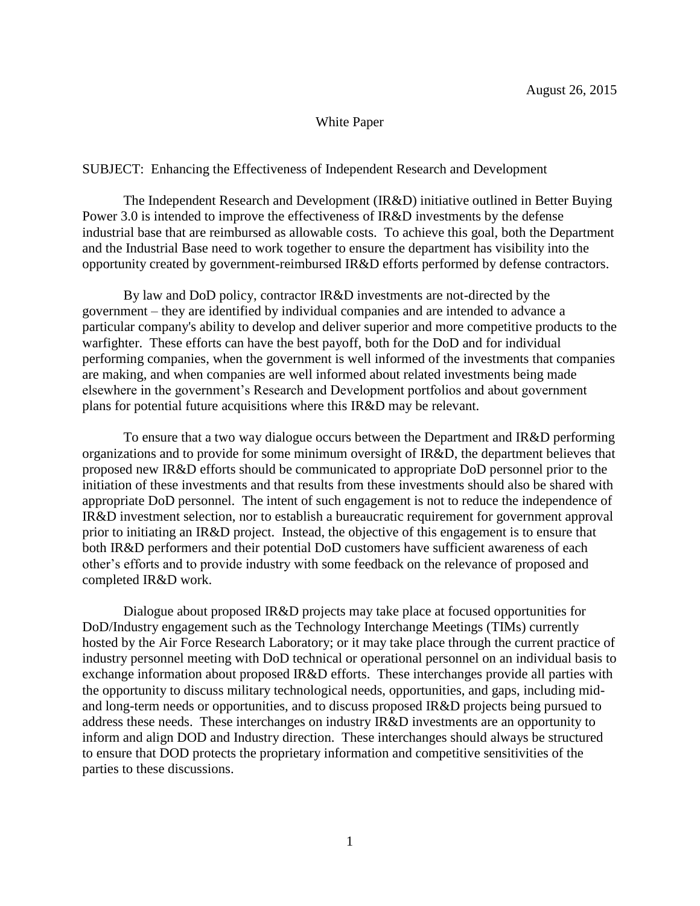August 26, 2015

White Paper

SUBJECT: Enhancing the Effectiveness of Independent Research and Development

The Independent Research and Development (IR&D) initiative outlined in Better Buying Power 3.0 is intended to improve the effectiveness of IR&D investments by the defense industrial base that are reimbursed as allowable costs. To achieve this goal, both the Department and the Industrial Base need to work together to ensure the department has visibility into the opportunity created by government-reimbursed IR&D efforts performed by defense contractors.

By law and DoD policy, contractor IR&D investments are not-directed by the government – they are identified by individual companies and are intended to advance a particular company's ability to develop and deliver superior and more competitive products to the warfighter. These efforts can have the best payoff, both for the DoD and for individual performing companies, when the government is well informed of the investments that companies are making, and when companies are well informed about related investments being made elsewhere in the government's Research and Development portfolios and about government plans for potential future acquisitions where this IR&D may be relevant.

To ensure that a two way dialogue occurs between the Department and IR&D performing organizations and to provide for some minimum oversight of IR&D, the department believes that proposed new IR&D efforts should be communicated to appropriate DoD personnel prior to the initiation of these investments and that results from these investments should also be shared with appropriate DoD personnel. The intent of such engagement is not to reduce the independence of IR&D investment selection, nor to establish a bureaucratic requirement for government approval prior to initiating an IR&D project. Instead, the objective of this engagement is to ensure that both IR&D performers and their potential DoD customers have sufficient awareness of each other's efforts and to provide industry with some feedback on the relevance of proposed and completed IR&D work.

Dialogue about proposed IR&D projects may take place at focused opportunities for DoD/Industry engagement such as the Technology Interchange Meetings (TIMs) currently hosted by the Air Force Research Laboratory; or it may take place through the current practice of industry personnel meeting with DoD technical or operational personnel on an individual basis to exchange information about proposed IR&D efforts. These interchanges provide all parties with the opportunity to discuss military technological needs, opportunities, and gaps, including mid- and long-term needs or opportunities, and to discuss proposed IR&D projects being pursued to address these needs. These interchanges on industry IR&D investments are an opportunity to inform and align DOD and Industry direction. These interchanges should always be structured to ensure that DOD protects the proprietary information and competitive sensitivities of the parties to these discussions.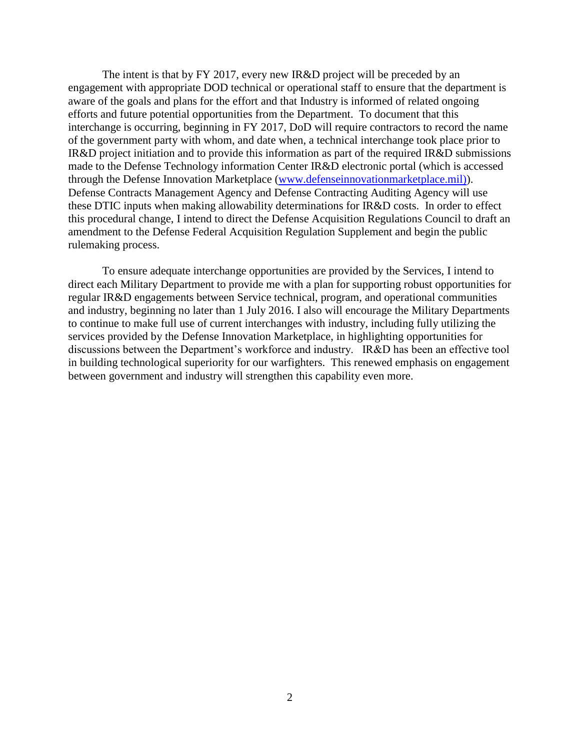The intent is that by FY 2017, every new IR&D project will be preceded by an engagement with appropriate DOD technical or operational staff to ensure that the department is aware of the goals and plans for the effort and that Industry is informed of related ongoing efforts and future potential opportunities from the Department. To document that this interchange is occurring, beginning in FY 2017, DoD will require contractors to record the name of the government party with whom, and date when, a technical interchange took place prior to IR&D project initiation and to provide this information as part of the required IR&D submissions made to the Defense Technology information Center IR&D electronic portal (which is accessed through the Defense Innovation Marketplace (www.defenseinnovationmarketplace.mil)). Defense Contracts Management Agency and Defense Contracting Auditing Agency will use these DTIC inputs when making allowability determinations for IR&D costs. In order to effect this procedural change, I intend to direct the Defense Acquisition Regulations Council to draft an amendment to the Defense Federal Acquisition Regulation Supplement and begin the public rulemaking process.

To ensure adequate interchange opportunities are provided by the Services, I intend to direct each Military Department to provide me with a plan for supporting robust opportunities for regular IR&D engagements between Service technical, program, and operational communities and industry, beginning no later than 1 July 2016. I also will encourage the Military Departments to continue to make full use of current interchanges with industry, including fully utilizing the services provided by the Defense Innovation Marketplace, in highlighting opportunities for discussions between the Department's workforce and industry. IR&D has been an effective tool in building technological superiority for our warfighters. This renewed emphasis on engagement between government and industry will strengthen this capability even more.